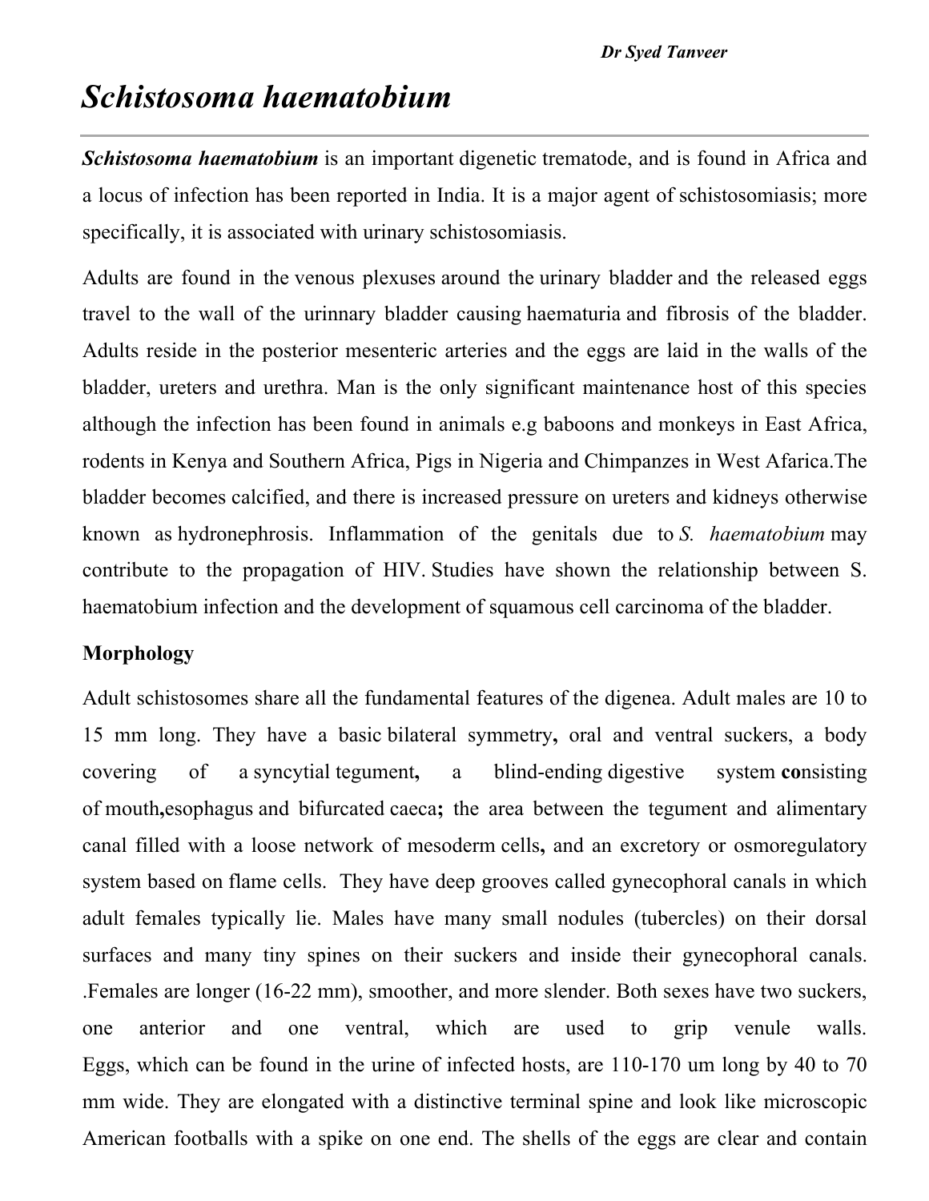# *Schistosoma haematobium*

***Schistosoma haematobium*** is an important digenetic trematode, and is found in Africa and a locus of infection has been reported in India. It is a major agent of schistosomiasis; more specifically, it is associated with urinary schistosomiasis.

Adults are found in the venous plexuses around the urinary bladder and the released eggs travel to the wall of the urinnary bladder causing haematuria and fibrosis of the bladder. Adults reside in the posterior mesenteric arteries and the eggs are laid in the walls of the bladder, ureters and urethra. Man is the only significant maintenance host of this species although the infection has been found in animals e.g baboons and monkeys in East Africa, rodents in Kenya and Southern Africa, Pigs in Nigeria and Chimpanzees in West Afarica.The bladder becomes calcified, and there is increased pressure on ureters and kidneys otherwise known as hydronephrosis. Inflammation of the genitals due to *S. haematobium* may contribute to the propagation of HIV. Studies have shown the relationship between S. haematobium infection and the development of squamous cell carcinoma of the bladder.

**Morphology**

Adult schistosomes share all the fundamental features of the digenea. Adult males are 10 to 15 mm long. They have a basic bilateral symmetry**,** oral and ventral suckers, a body covering of a syncytial tegument**,** a blind-ending digestive system **co**nsisting of mouth**,**esophagus and bifurcated caeca**;** the area between the tegument and alimentary canal filled with a loose network of mesoderm cells**,** and an excretory or osmoregulatory system based on flame cells. They have deep grooves called gynecophoral canals in which adult females typically lie. Males have many small nodules (tubercles) on their dorsal surfaces and many tiny spines on their suckers and inside their gynecophoral canals. .Females are longer (16-22 mm), smoother, and more slender. Both sexes have two suckers, one anterior and one ventral, which are used to grip venule walls. Eggs, which can be found in the urine of infected hosts, are 110-170 um long by 40 to 70 mm wide. They are elongated with a distinctive terminal spine and look like microscopic American footballs with a spike on one end. The shells of the eggs are clear and contain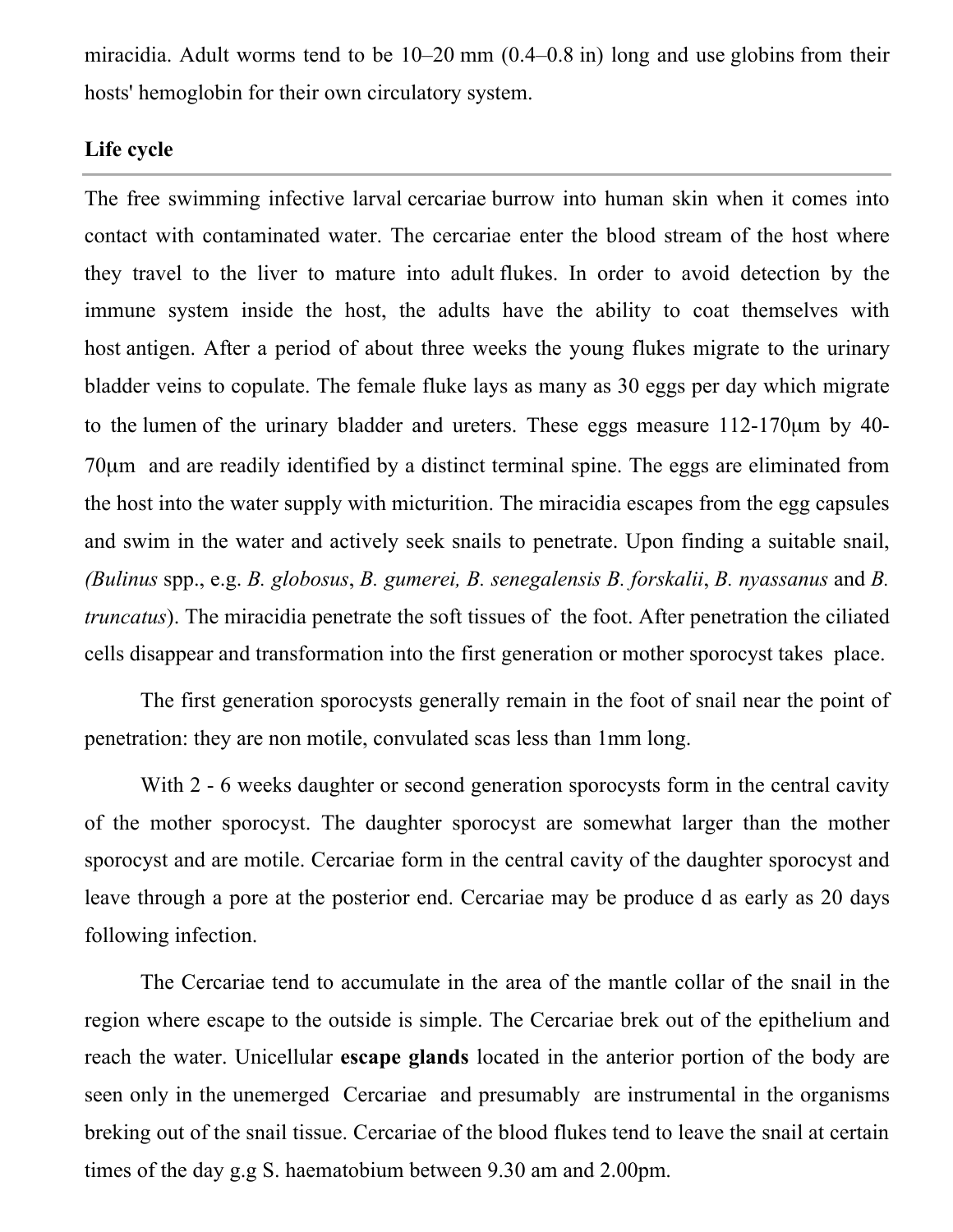miracidia. Adult worms tend to be 10–20 mm (0.4–0.8 in) long and use globins from their hosts' hemoglobin for their own circulatory system.

### Life cycle

The free swimming infective larval cercariae burrow into human skin when it comes into contact with contaminated water. The cercariae enter the blood stream of the host where they travel to the liver to mature into adult flukes. In order to avoid detection by the immune system inside the host, the adults have the ability to coat themselves with host antigen. After a period of about three weeks the young flukes migrate to the urinary bladder veins to copulate. The female fluke lays as many as 30 eggs per day which migrate to the lumen of the urinary bladder and ureters. These eggs measure 112-170μm by 40-70μm and are readily identified by a distinct terminal spine. The eggs are eliminated from the host into the water supply with micturition. The miracidia escapes from the egg capsules and swim in the water and actively seek snails to penetrate. Upon finding a suitable snail, *(Bulinus* spp., e.g. *B. globosus*, *B. gumerei, B. senegalensis B. forskalii*, *B. nyassanus* and *B. truncatus*). The miracidia penetrate the soft tissues of the foot. After penetration the ciliated cells disappear and transformation into the first generation or mother sporocyst takes place.

The first generation sporocysts generally remain in the foot of snail near the point of penetration: they are non motile, convulated scas less than 1mm long.

With 2 - 6 weeks daughter or second generation sporocysts form in the central cavity of the mother sporocyst. The daughter sporocyst are somewhat larger than the mother sporocyst and are motile. Cercariae form in the central cavity of the daughter sporocyst and leave through a pore at the posterior end. Cercariae may be produce d as early as 20 days following infection.

The Cercariae tend to accumulate in the area of the mantle collar of the snail in the region where escape to the outside is simple. The Cercariae brek out of the epithelium and reach the water. Unicellular **escape glands** located in the anterior portion of the body are seen only in the unemerged Cercariae and presumably are instrumental in the organisms breking out of the snail tissue. Cercariae of the blood flukes tend to leave the snail at certain times of the day g.g S. haematobium between 9.30 am and 2.00pm.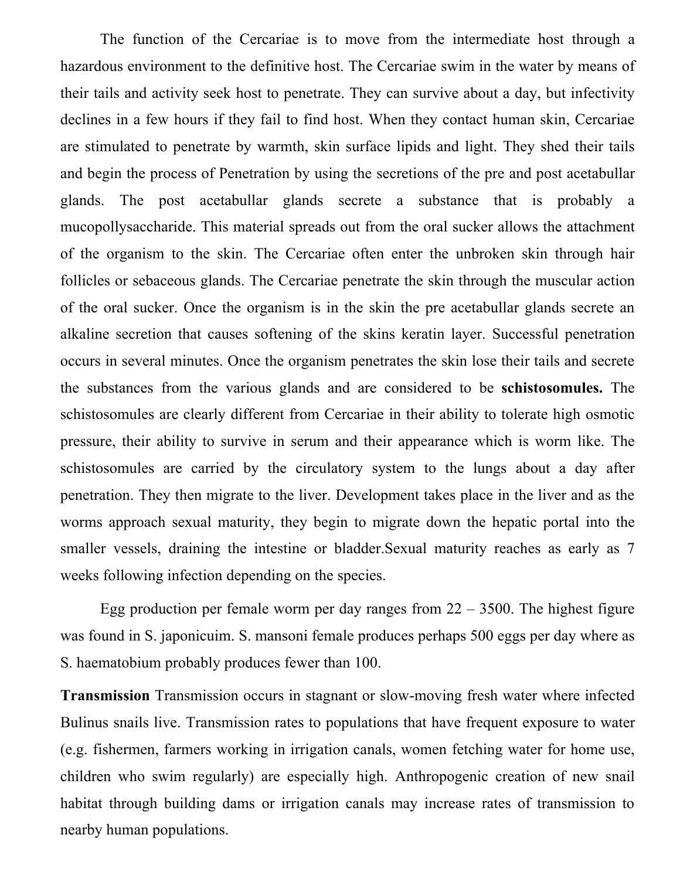The function of the Cercariae is to move from the intermediate host through a hazardous environment to the definitive host. The Cercariae swim in the water by means of their tails and activity seek host to penetrate. They can survive about a day, but infectivity declines in a few hours if they fail to find host. When they contact human skin, Cercariae are stimulated to penetrate by warmth, skin surface lipids and light. They shed their tails and begin the process of Penetration by using the secretions of the pre and post acetabullar glands. The post acetabullar glands secrete a substance that is probably a mucopollysaccharide. This material spreads out from the oral sucker allows the attachment of the organism to the skin. The Cercariae often enter the unbroken skin through hair follicles or sebaceous glands. The Cercariae penetrate the skin through the muscular action of the oral sucker. Once the organism is in the skin the pre acetabullar glands secrete an alkaline secretion that causes softening of the skins keratin layer. Successful penetration occurs in several minutes. Once the organism penetrates the skin lose their tails and secrete the substances from the various glands and are considered to be **schistosomules.** The schistosomules are clearly different from Cercariae in their ability to tolerate high osmotic pressure, their ability to survive in serum and their appearance which is worm like. The schistosomules are carried by the circulatory system to the lungs about a day after penetration. They then migrate to the liver. Development takes place in the liver and as the worms approach sexual maturity, they begin to migrate down the hepatic portal into the smaller vessels, draining the intestine or bladder.Sexual maturity reaches as early as 7 weeks following infection depending on the species.

Egg production per female worm per day ranges from 22 – 3500. The highest figure was found in S. japonicuim. S. mansoni female produces perhaps 500 eggs per day where as S. haematobium probably produces fewer than 100.

**Transmission** Transmission occurs in stagnant or slow-moving fresh water where infected Bulinus snails live. Transmission rates to populations that have frequent exposure to water (e.g. fishermen, farmers working in irrigation canals, women fetching water for home use, children who swim regularly) are especially high. Anthropogenic creation of new snail habitat through building dams or irrigation canals may increase rates of transmission to nearby human populations.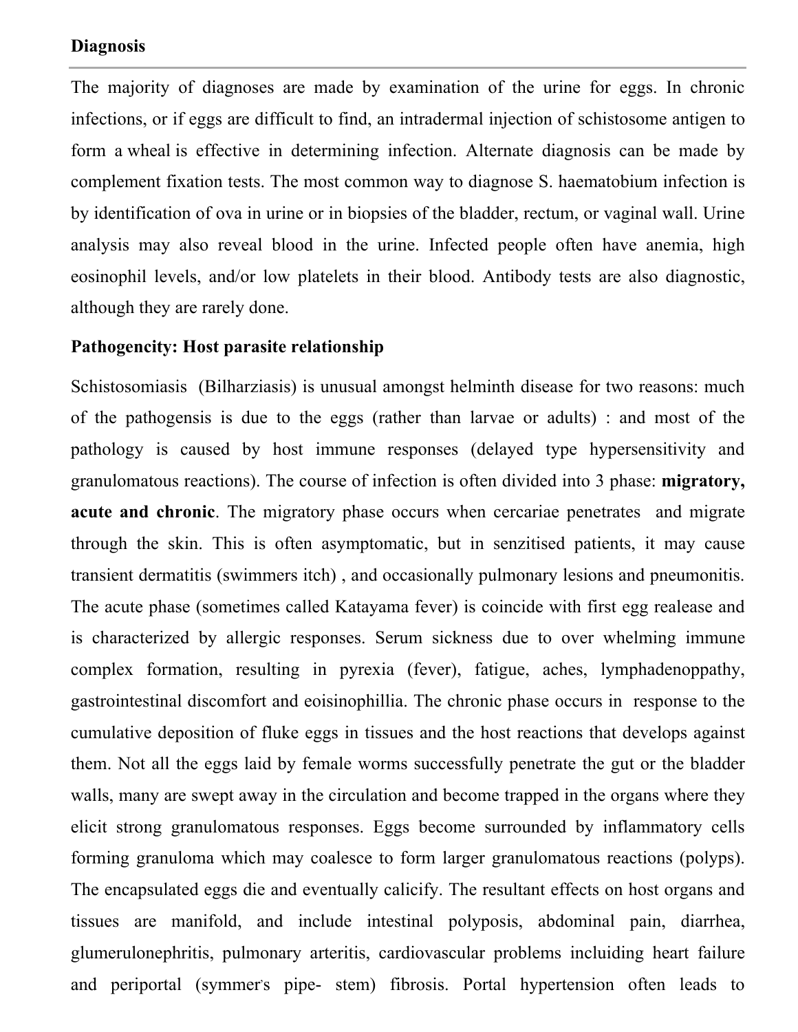## Diagnosis

The majority of diagnoses are made by examination of the urine for eggs. In chronic infections, or if eggs are difficult to find, an intradermal injection of schistosome antigen to form a wheal is effective in determining infection. Alternate diagnosis can be made by complement fixation tests. The most common way to diagnose S. haematobium infection is by identification of ova in urine or in biopsies of the bladder, rectum, or vaginal wall. Urine analysis may also reveal blood in the urine. Infected people often have anemia, high eosinophil levels, and/or low platelets in their blood. Antibody tests are also diagnostic, although they are rarely done.

**Pathogencity: Host parasite relationship**

Schistosomiasis (Bilharziasis) is unusual amongst helminth disease for two reasons: much of the pathogensis is due to the eggs (rather than larvae or adults) : and most of the pathology is caused by host immune responses (delayed type hypersensitivity and granulomatous reactions). The course of infection is often divided into 3 phase: **migratory, acute and chronic**. The migratory phase occurs when cercariae penetrates and migrate through the skin. This is often asymptomatic, but in senzitised patients, it may cause transient dermatitis (swimmers itch) , and occasionally pulmonary lesions and pneumonitis. The acute phase (sometimes called Katayama fever) is coincide with first egg realease and is characterized by allergic responses. Serum sickness due to over whelming immune complex formation, resulting in pyrexia (fever), fatigue, aches, lymphadenoppathy, gastrointestinal discomfort and eoisinophillia. The chronic phase occurs in response to the cumulative deposition of fluke eggs in tissues and the host reactions that develops against them. Not all the eggs laid by female worms successfully penetrate the gut or the bladder walls, many are swept away in the circulation and become trapped in the organs where they elicit strong granulomatous responses. Eggs become surrounded by inflammatory cells forming granuloma which may coalesce to form larger granulomatous reactions (polyps). The encapsulated eggs die and eventually calicify. The resultant effects on host organs and tissues are manifold, and include intestinal polyposis, abdominal pain, diarrhea, glumerulonephritis, pulmonary arteritis, cardiovascular problems incluiding heart failure and periportal (symmer's pipe- stem) fibrosis. Portal hypertension often leads to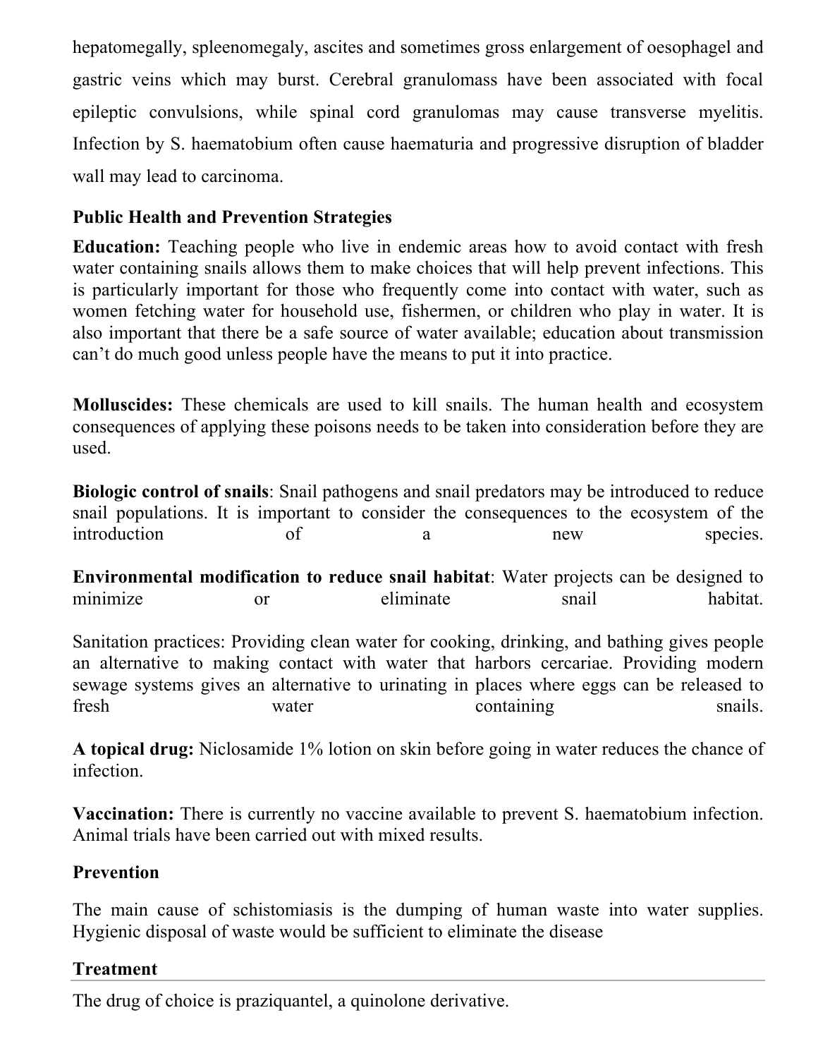hepatomegally, spleenomegaly, ascites and sometimes gross enlargement of oesophagel and gastric veins which may burst. Cerebral granulomass have been associated with focal epileptic convulsions, while spinal cord granulomas may cause transverse myelitis. Infection by S. haematobium often cause haematuria and progressive disruption of bladder wall may lead to carcinoma.

**Public Health and Prevention Strategies**

**Education:** Teaching people who live in endemic areas how to avoid contact with fresh water containing snails allows them to make choices that will help prevent infections. This is particularly important for those who frequently come into contact with water, such as women fetching water for household use, fishermen, or children who play in water. It is also important that there be a safe source of water available; education about transmission can't do much good unless people have the means to put it into practice.

**Molluscides:** These chemicals are used to kill snails. The human health and ecosystem consequences of applying these poisons needs to be taken into consideration before they are used.

**Biologic control of snails**: Snail pathogens and snail predators may be introduced to reduce snail populations. It is important to consider the consequences to the ecosystem of the introduction of a new species.

**Environmental modification to reduce snail habitat**: Water projects can be designed to minimize or eliminate snail habitat.

Sanitation practices: Providing clean water for cooking, drinking, and bathing gives people an alternative to making contact with water that harbors cercariae. Providing modern sewage systems gives an alternative to urinating in places where eggs can be released to fresh water containing snails.

**A topical drug:** Niclosamide 1% lotion on skin before going in water reduces the chance of infection.

**Vaccination:** There is currently no vaccine available to prevent S. haematobium infection. Animal trials have been carried out with mixed results.

**Prevention**

The main cause of schistomiasis is the dumping of human waste into water supplies. Hygienic disposal of waste would be sufficient to eliminate the disease

**Treatment**

The drug of choice is praziquantel, a quinolone derivative.